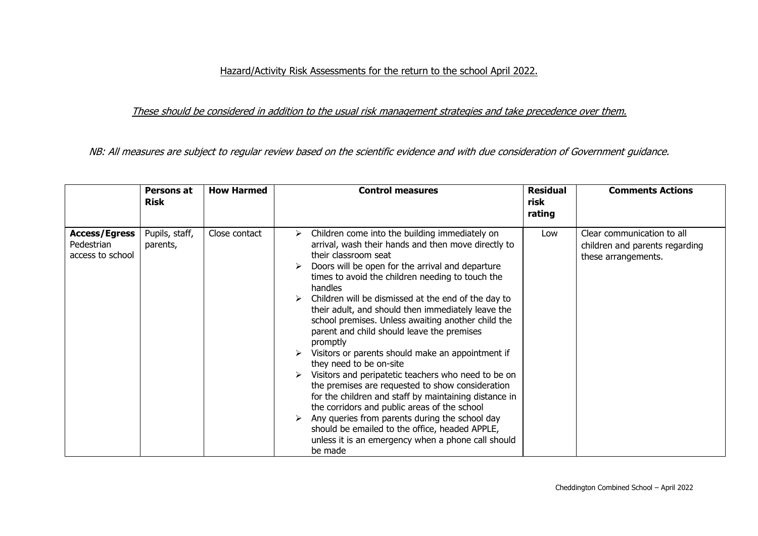<u>Hazard/Activity Risk Assessments for the return to the school April 2022.</u>

*<u>These should be considered in addition to the usual risk management strategies and take precedence over them.</u>*

*NB: All measures are subject to regular review based on the scientific evidence and with due consideration of Government guidance.*

| | **Persons at Risk** | **How Harmed** | **Control measures** | **Residual risk rating** | **Comments Actions** |
|---|---|---|---|---|---|
| **Access/Egress** Pedestrian access to school | Pupils, staff, parents, | Close contact | ➢ Children come into the building immediately on arrival, wash their hands and then move directly to their classroom seat<br>➢ Doors will be open for the arrival and departure times to avoid the children needing to touch the handles<br>➢ Children will be dismissed at the end of the day to their adult, and should then immediately leave the school premises. Unless awaiting another child the parent and child should leave the premises promptly<br>➢ Visitors or parents should make an appointment if they need to be on-site<br>➢ Visitors and peripatetic teachers who need to be on the premises are requested to show consideration for the children and staff by maintaining distance in the corridors and public areas of the school<br>➢ Any queries from parents during the school day should be emailed to the office, headed APPLE, unless it is an emergency when a phone call should be made | Low | Clear communication to all children and parents regarding these arrangements. |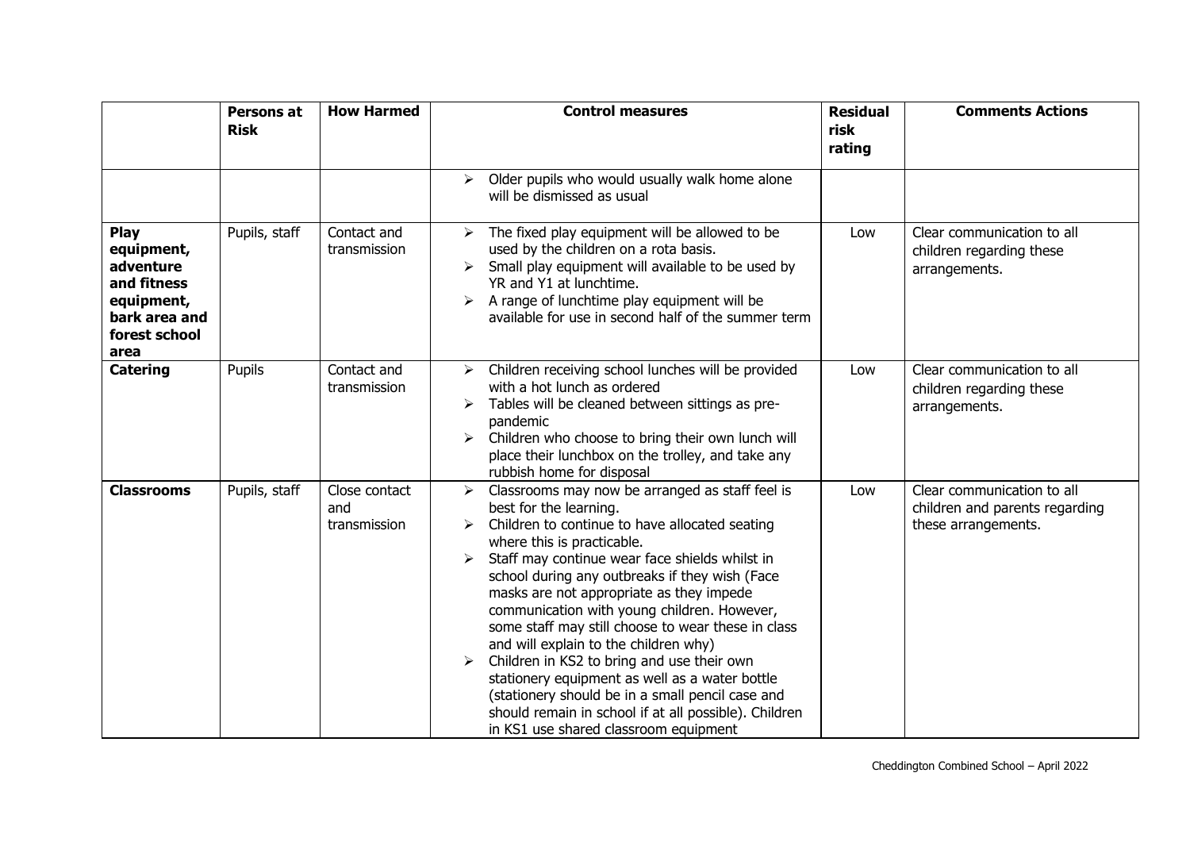| | Persons at Risk | How Harmed | Control measures | Residual risk rating | Comments Actions |
|---|---|---|---|---|---|
| | | | ➢ Older pupils who would usually walk home alone will be dismissed as usual | | |
| **Play equipment, adventure and fitness equipment, bark area and forest school area** | Pupils, staff | Contact and transmission | ➢ The fixed play equipment will be allowed to be used by the children on a rota basis.<br>➢ Small play equipment will available to be used by YR and Y1 at lunchtime.<br>➢ A range of lunchtime play equipment will be available for use in second half of the summer term | Low | Clear communication to all children regarding these arrangements. |
| **Catering** | Pupils | Contact and transmission | ➢ Children receiving school lunches will be provided with a hot lunch as ordered<br>➢ Tables will be cleaned between sittings as pre-pandemic<br>➢ Children who choose to bring their own lunch will place their lunchbox on the trolley, and take any rubbish home for disposal | Low | Clear communication to all children regarding these arrangements. |
| **Classrooms** | Pupils, staff | Close contact and transmission | ➢ Classrooms may now be arranged as staff feel is best for the learning.<br>➢ Children to continue to have allocated seating where this is practicable.<br>➢ Staff may continue wear face shields whilst in school during any outbreaks if they wish (Face masks are not appropriate as they impede communication with young children. However, some staff may still choose to wear these in class and will explain to the children why)<br>➢ Children in KS2 to bring and use their own stationery equipment as well as a water bottle (stationery should be in a small pencil case and should remain in school if at all possible). Children in KS1 use shared classroom equipment | Low | Clear communication to all children and parents regarding these arrangements. |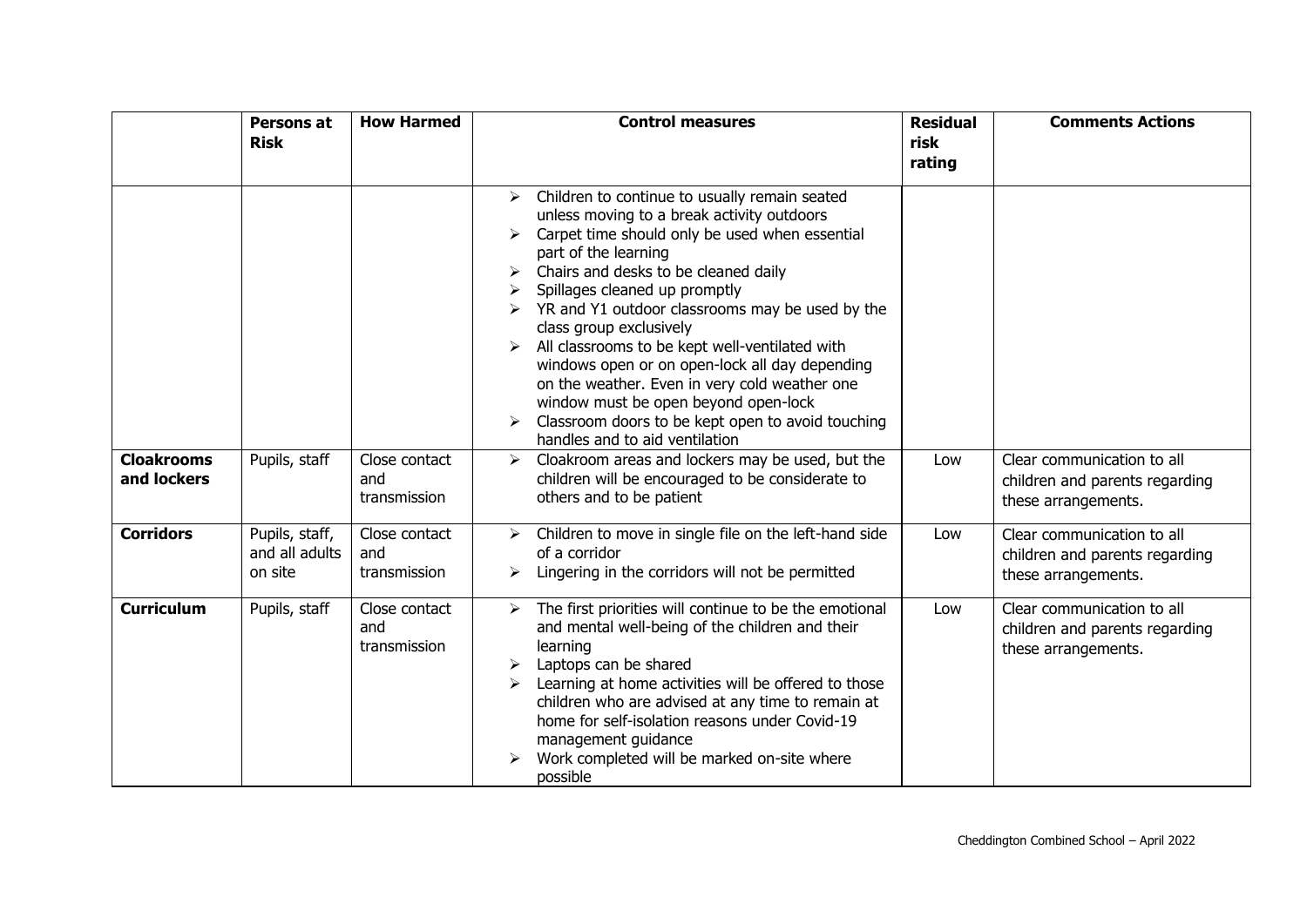| | Persons at Risk | How Harmed | Control measures | Residual risk rating | Comments Actions |
|---|---|---|---|---|---|
| | | | ➢ Children to continue to usually remain seated unless moving to a break activity outdoors<br>➢ Carpet time should only be used when essential part of the learning<br>➢ Chairs and desks to be cleaned daily<br>➢ Spillages cleaned up promptly<br>➢ YR and Y1 outdoor classrooms may be used by the class group exclusively<br>➢ All classrooms to be kept well-ventilated with windows open or on open-lock all day depending on the weather. Even in very cold weather one window must be open beyond open-lock<br>➢ Classroom doors to be kept open to avoid touching handles and to aid ventilation | | |
| **Cloakrooms and lockers** | Pupils, staff | Close contact and transmission | ➢ Cloakroom areas and lockers may be used, but the children will be encouraged to be considerate to others and to be patient | Low | Clear communication to all children and parents regarding these arrangements. |
| **Corridors** | Pupils, staff, and all adults on site | Close contact and transmission | ➢ Children to move in single file on the left-hand side of a corridor<br>➢ Lingering in the corridors will not be permitted | Low | Clear communication to all children and parents regarding these arrangements. |
| **Curriculum** | Pupils, staff | Close contact and transmission | ➢ The first priorities will continue to be the emotional and mental well-being of the children and their learning<br>➢ Laptops can be shared<br>➢ Learning at home activities will be offered to those children who are advised at any time to remain at home for self-isolation reasons under Covid-19 management guidance<br>➢ Work completed will be marked on-site where possible | Low | Clear communication to all children and parents regarding these arrangements. |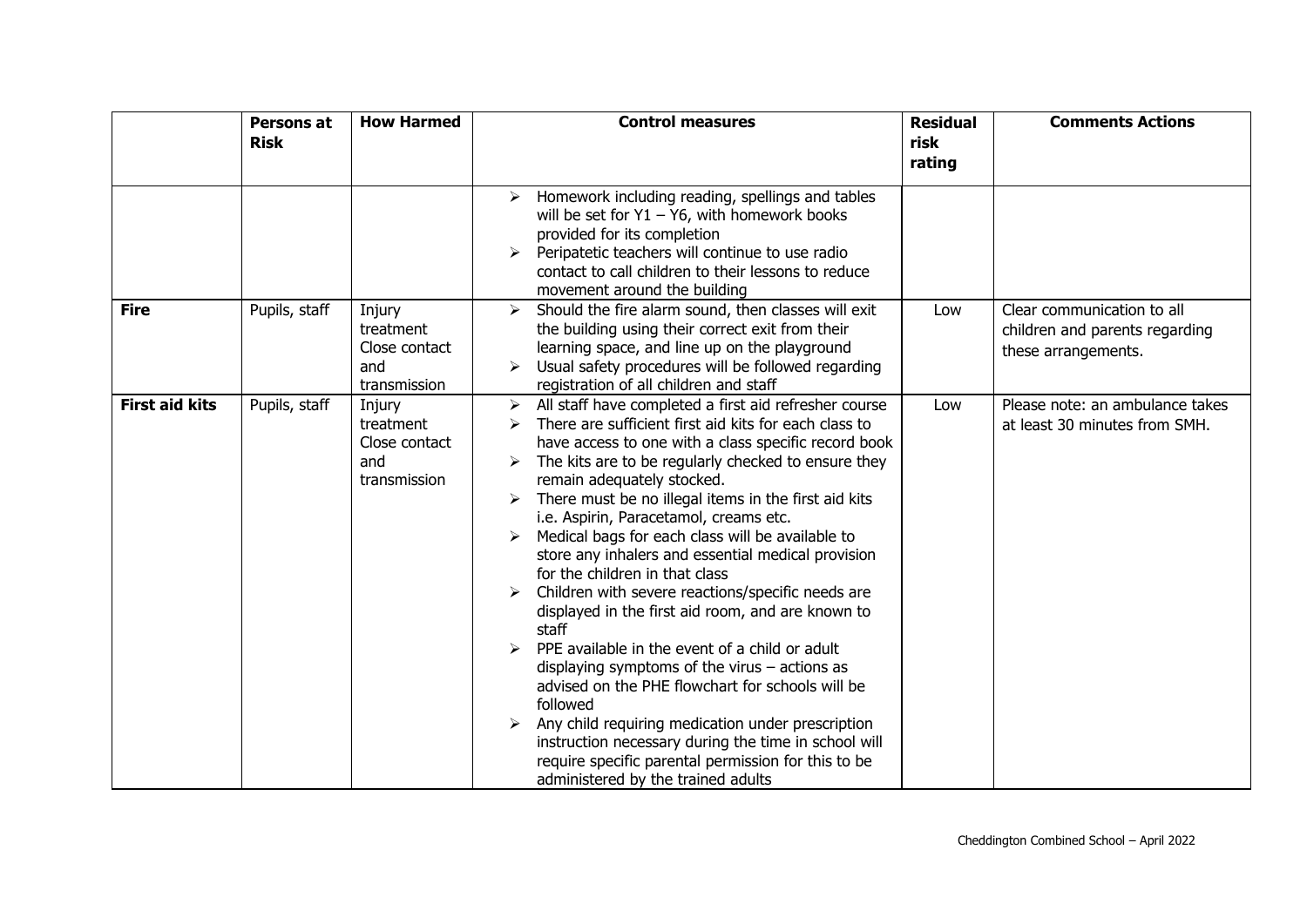| | Persons at Risk | How Harmed | Control measures | Residual risk rating | Comments Actions |
|---|---|---|---|---|---|
| | | | ➢ Homework including reading, spellings and tables will be set for Y1 – Y6, with homework books provided for its completion<br>➢ Peripatetic teachers will continue to use radio contact to call children to their lessons to reduce movement around the building | | |
| **Fire** | Pupils, staff | Injury treatment Close contact and transmission | ➢ Should the fire alarm sound, then classes will exit the building using their correct exit from their learning space, and line up on the playground<br>➢ Usual safety procedures will be followed regarding registration of all children and staff | Low | Clear communication to all children and parents regarding these arrangements. |
| **First aid kits** | Pupils, staff | Injury treatment Close contact and transmission | ➢ All staff have completed a first aid refresher course<br>➢ There are sufficient first aid kits for each class to have access to one with a class specific record book<br>➢ The kits are to be regularly checked to ensure they remain adequately stocked.<br>➢ There must be no illegal items in the first aid kits i.e. Aspirin, Paracetamol, creams etc.<br>➢ Medical bags for each class will be available to store any inhalers and essential medical provision for the children in that class<br>➢ Children with severe reactions/specific needs are displayed in the first aid room, and are known to staff<br>➢ PPE available in the event of a child or adult displaying symptoms of the virus – actions as advised on the PHE flowchart for schools will be followed<br>➢ Any child requiring medication under prescription instruction necessary during the time in school will require specific parental permission for this to be administered by the trained adults | Low | Please note: an ambulance takes at least 30 minutes from SMH. |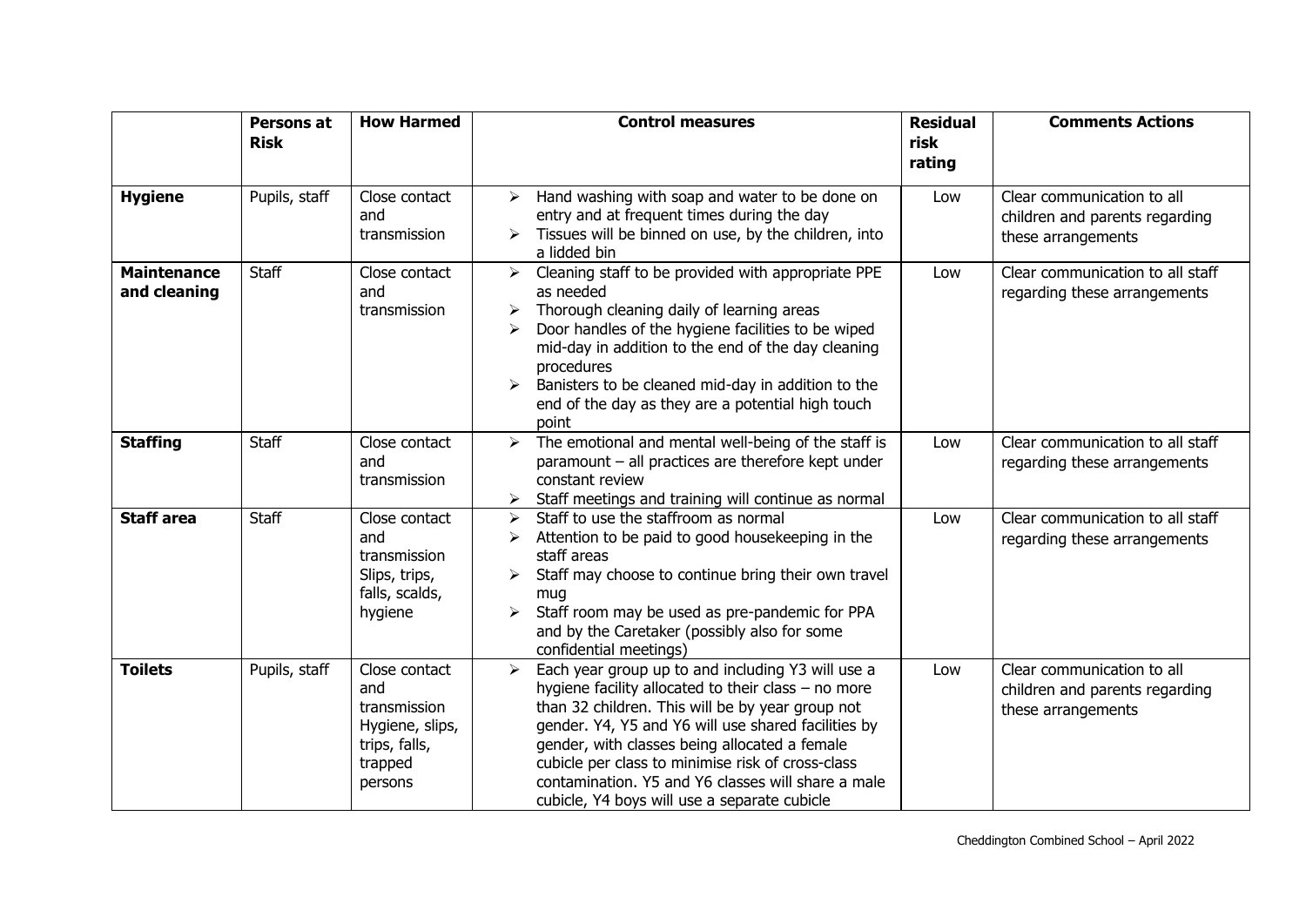| | **Persons at Risk** | **How Harmed** | **Control measures** | **Residual risk rating** | **Comments Actions** |
|---|---|---|---|---|---|
| **Hygiene** | Pupils, staff | Close contact and transmission | ➢ Hand washing with soap and water to be done on entry and at frequent times during the day<br>➢ Tissues will be binned on use, by the children, into a lidded bin | Low | Clear communication to all children and parents regarding these arrangements |
| **Maintenance and cleaning** | Staff | Close contact and transmission | ➢ Cleaning staff to be provided with appropriate PPE as needed<br>➢ Thorough cleaning daily of learning areas<br>➢ Door handles of the hygiene facilities to be wiped mid-day in addition to the end of the day cleaning procedures<br>➢ Banisters to be cleaned mid-day in addition to the end of the day as they are a potential high touch point | Low | Clear communication to all staff regarding these arrangements |
| **Staffing** | Staff | Close contact and transmission | ➢ The emotional and mental well-being of the staff is paramount – all practices are therefore kept under constant review<br>➢ Staff meetings and training will continue as normal | Low | Clear communication to all staff regarding these arrangements |
| **Staff area** | Staff | Close contact and transmission<br>Slips, trips, falls, scalds, hygiene | ➢ Staff to use the staffroom as normal<br>➢ Attention to be paid to good housekeeping in the staff areas<br>➢ Staff may choose to continue bring their own travel mug<br>➢ Staff room may be used as pre-pandemic for PPA and by the Caretaker (possibly also for some confidential meetings) | Low | Clear communication to all staff regarding these arrangements |
| **Toilets** | Pupils, staff | Close contact and transmission<br>Hygiene, slips, trips, falls, trapped persons | ➢ Each year group up to and including Y3 will use a hygiene facility allocated to their class – no more than 32 children. This will be by year group not gender. Y4, Y5 and Y6 will use shared facilities by gender, with classes being allocated a female cubicle per class to minimise risk of cross-class contamination. Y5 and Y6 classes will share a male cubicle, Y4 boys will use a separate cubicle | Low | Clear communication to all children and parents regarding these arrangements |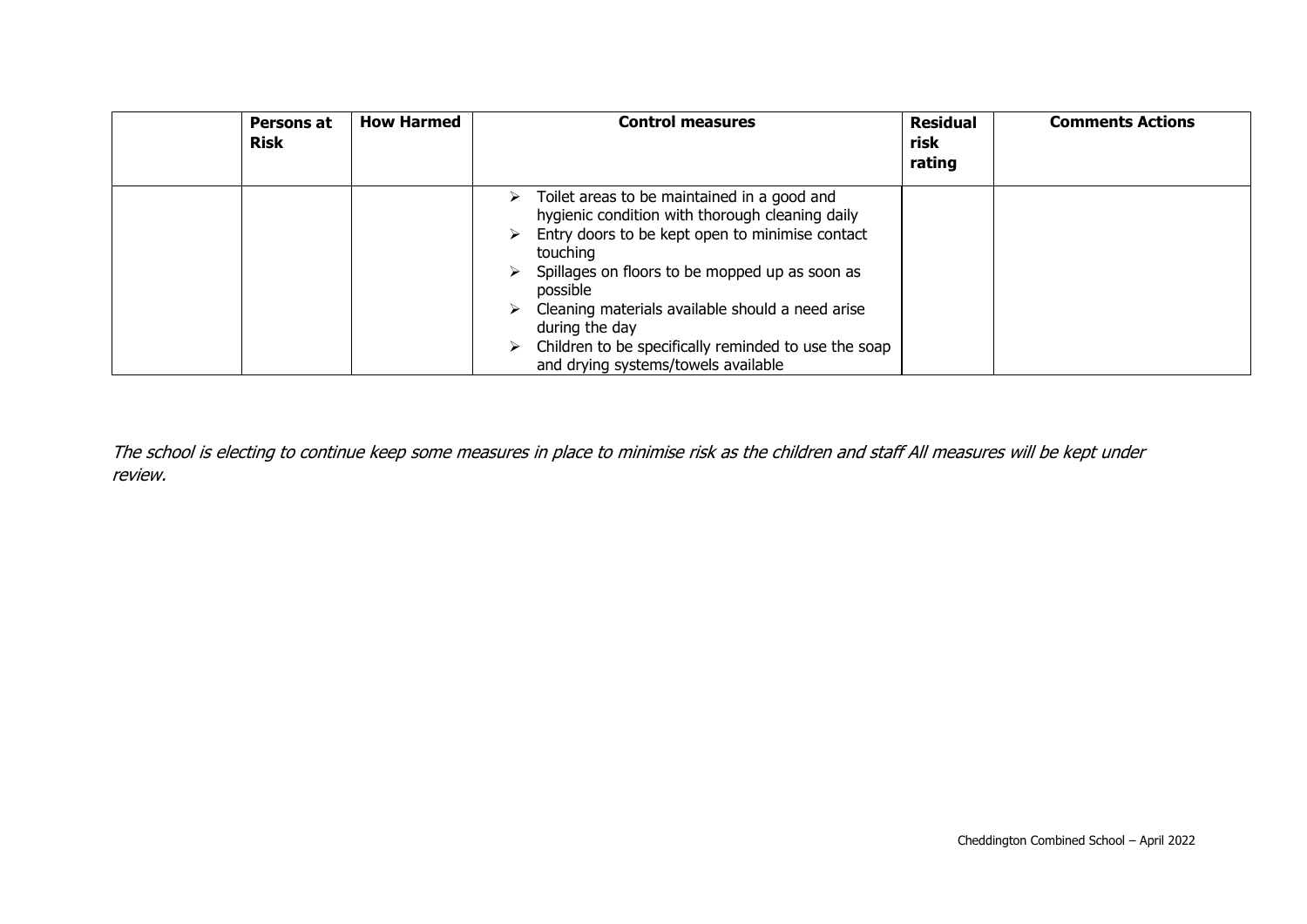| | Persons at Risk | How Harmed | Control measures | Residual risk rating | Comments Actions |
|---|---|---|---|---|---|
| | | | ➢ Toilet areas to be maintained in a good and hygienic condition with thorough cleaning daily<br>➢ Entry doors to be kept open to minimise contact touching<br>➢ Spillages on floors to be mopped up as soon as possible<br>➢ Cleaning materials available should a need arise during the day<br>➢ Children to be specifically reminded to use the soap and drying systems/towels available | | |

*The school is electing to continue keep some measures in place to minimise risk as the children and staff All measures will be kept under review.*

Cheddington Combined School – April 2022